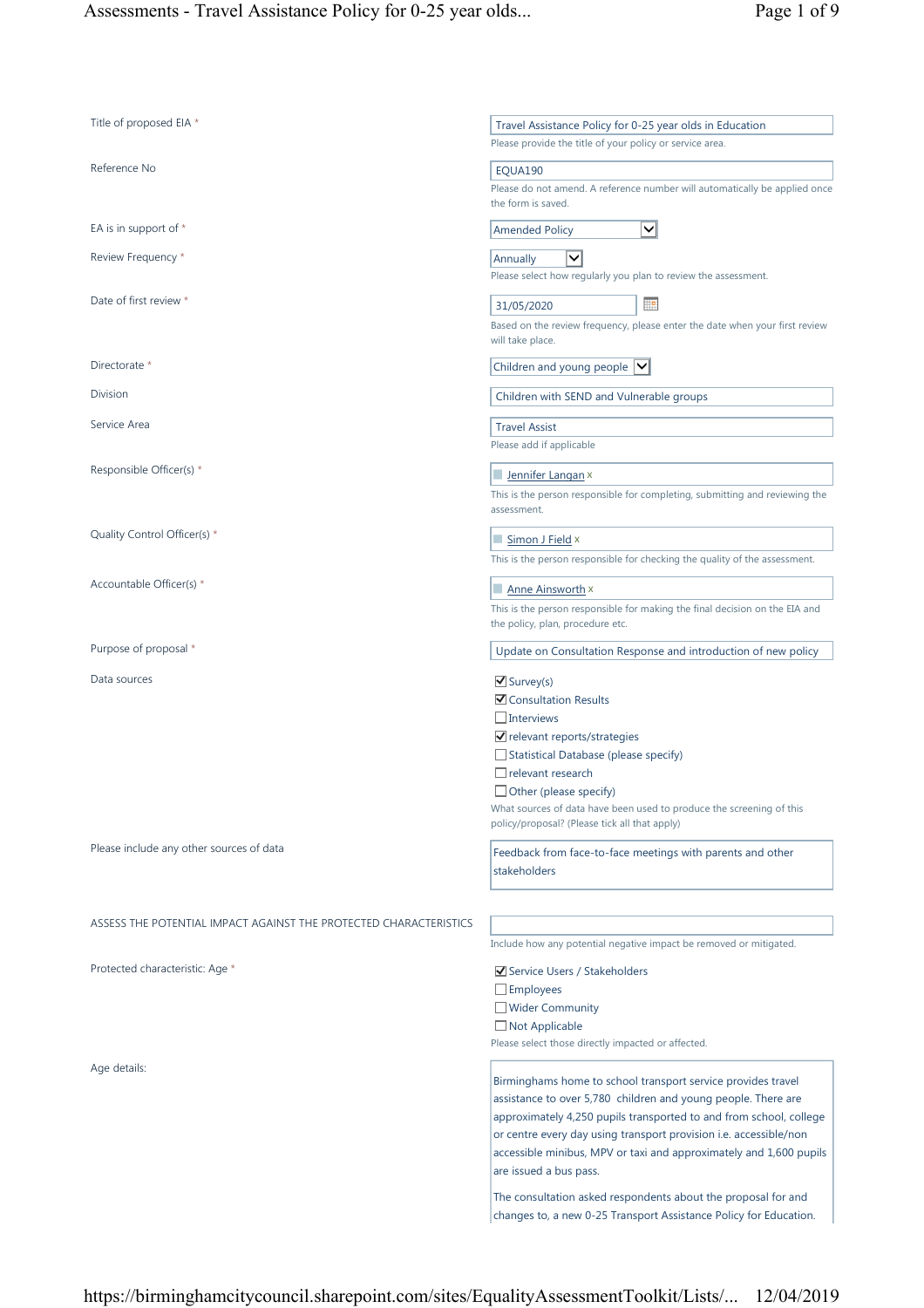| Field | Value |
|---|---|
| Title of proposed EIA * | Travel Assistance Policy for 0-25 year olds in Education<br>Please provide the title of your policy or service area. |
| Reference No | EQUA190<br>Please do not amend. A reference number will automatically be applied once the form is saved. |
| EA is in support of * | Amended Policy |
| Review Frequency * | Annually<br>Please select how regularly you plan to review the assessment. |
| Date of first review * | 31/05/2020<br>Based on the review frequency, please enter the date when your first review will take place. |
| Directorate * | Children and young people |
| Division | Children with SEND and Vulnerable groups |
| Service Area | Travel Assist<br>Please add if applicable |
| Responsible Officer(s) * | Jennifer Langan<br>This is the person responsible for completing, submitting and reviewing the assessment. |
| Quality Control Officer(s) * | Simon J Field<br>This is the person responsible for checking the quality of the assessment. |
| Accountable Officer(s) * | Anne Ainsworth<br>This is the person responsible for making the final decision on the EIA and the policy, plan, procedure etc. |
| Purpose of proposal * | Update on Consultation Response and introduction of new policy |
| Data sources | ☑ Survey(s)<br>☑ Consultation Results<br>☐ Interviews<br>☑ relevant reports/strategies<br>☐ Statistical Database (please specify)<br>☐ relevant research<br>☐ Other (please specify)<br>What sources of data have been used to produce the screening of this policy/proposal? (Please tick all that apply) |
| Please include any other sources of data | Feedback from face-to-face meetings with parents and other stakeholders |
| ASSESS THE POTENTIAL IMPACT AGAINST THE PROTECTED CHARACTERISTICS | Include how any potential negative impact be removed or mitigated. |
| Protected characteristic: Age * | ☑ Service Users / Stakeholders<br>☐ Employees<br>☐ Wider Community<br>☐ Not Applicable<br>Please select those directly impacted or affected. |
| Age details: | Birminghams home to school transport service provides travel assistance to over 5,780 children and young people. There are approximately 4,250 pupils transported to and from school, college or centre every day using transport provision i.e. accessible/non accessible minibus, MPV or taxi and approximately and 1,600 pupils are issued a bus pass.<br><br>The consultation asked respondents about the proposal for and changes to, a new 0-25 Transport Assistance Policy for Education. |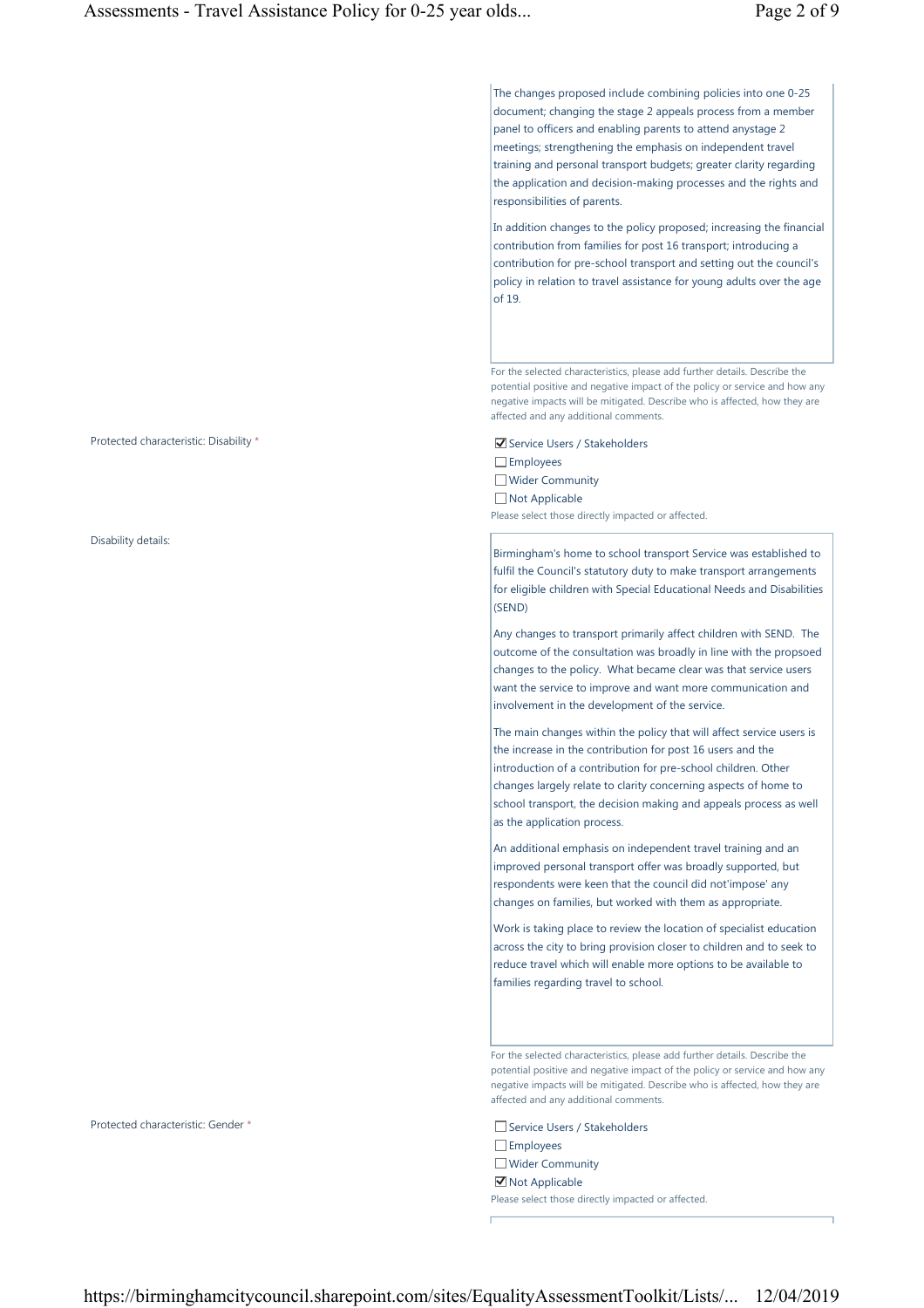The changes proposed include combining policies into one 0-25 document; changing the stage 2 appeals process from a member panel to officers and enabling parents to attend anystage 2 meetings; strengthening the emphasis on independent travel training and personal transport budgets; greater clarity regarding the application and decision-making processes and the rights and responsibilities of parents.

In addition changes to the policy proposed; increasing the financial contribution from families for post 16 transport; introducing a contribution for pre-school transport and setting out the council's policy in relation to travel assistance for young adults over the age of 19.

For the selected characteristics, please add further details. Describe the potential positive and negative impact of the policy or service and how any negative impacts will be mitigated. Describe who is affected, how they are affected and any additional comments.

Protected characteristic: Disability *

- [x] Service Users / Stakeholders
- [ ] Employees
- [ ] Wider Community
- [ ] Not Applicable

Please select those directly impacted or affected.

Disability details:

Birmingham's home to school transport Service was established to fulfil the Council's statutory duty to make transport arrangements for eligible children with Special Educational Needs and Disabilities (SEND)

Any changes to transport primarily affect children with SEND. The outcome of the consultation was broadly in line with the propsoed changes to the policy. What became clear was that service users want the service to improve and want more communication and involvement in the development of the service.

The main changes within the policy that will affect service users is the increase in the contribution for post 16 users and the introduction of a contribution for pre-school children. Other changes largely relate to clarity concerning aspects of home to school transport, the decision making and appeals process as well as the application process.

An additional emphasis on independent travel training and an improved personal transport offer was broadly supported, but respondents were keen that the council did not'impose' any changes on families, but worked with them as appropriate.

Work is taking place to review the location of specialist education across the city to bring provision closer to children and to seek to reduce travel which will enable more options to be available to families regarding travel to school.

For the selected characteristics, please add further details. Describe the potential positive and negative impact of the policy or service and how any negative impacts will be mitigated. Describe who is affected, how they are affected and any additional comments.

Protected characteristic: Gender *

- [ ] Service Users / Stakeholders
- [ ] Employees
- [ ] Wider Community
- [x] Not Applicable

Please select those directly impacted or affected.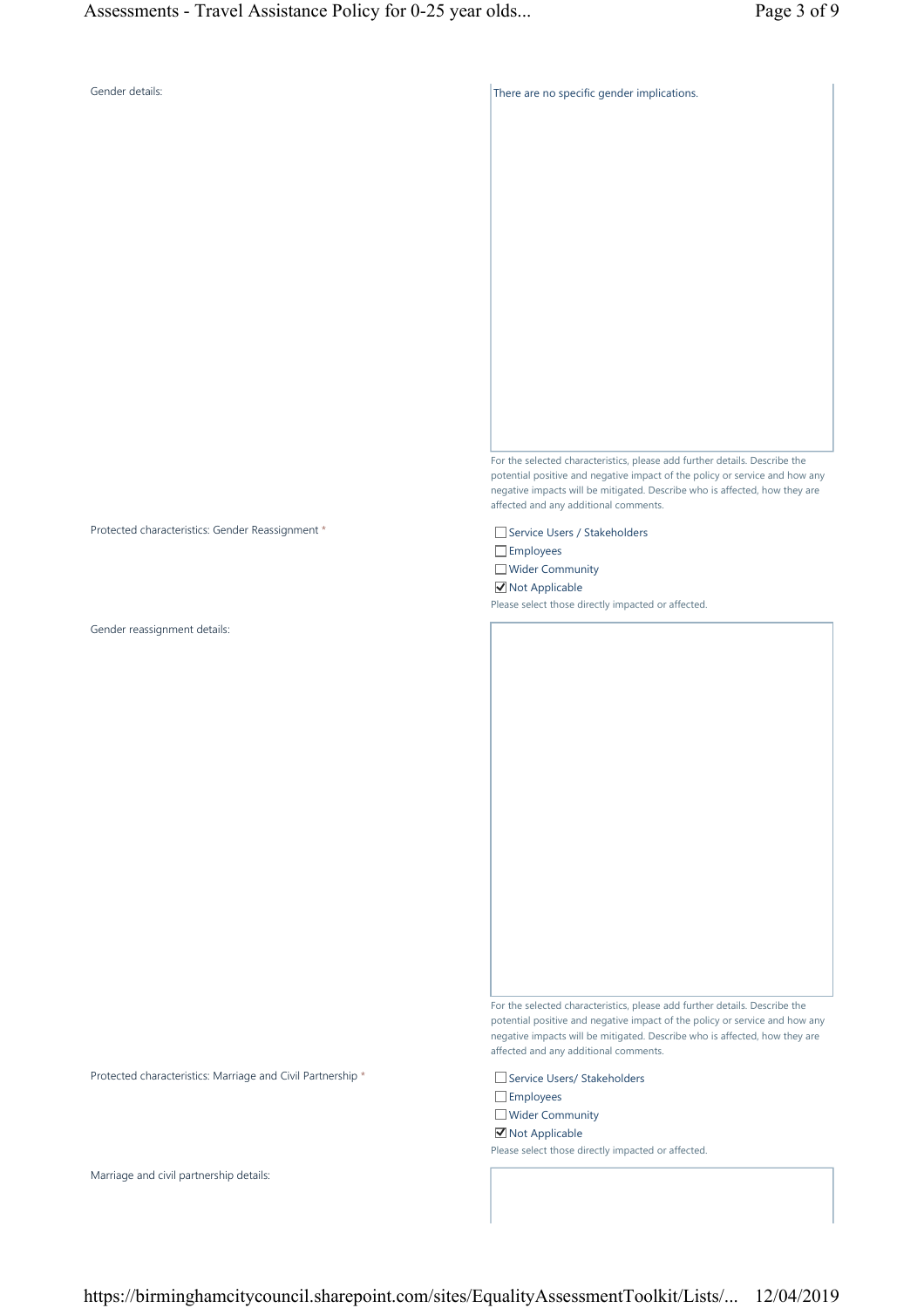Gender details:

There are no specific gender implications.

For the selected characteristics, please add further details. Describe the potential positive and negative impact of the policy or service and how any negative impacts will be mitigated. Describe who is affected, how they are affected and any additional comments.

Protected characteristics: Gender Reassignment *

- ☐ Service Users / Stakeholders
- ☐ Employees
- ☐ Wider Community
- ☑ Not Applicable

Please select those directly impacted or affected.

Gender reassignment details:

For the selected characteristics, please add further details. Describe the potential positive and negative impact of the policy or service and how any negative impacts will be mitigated. Describe who is affected, how they are affected and any additional comments.

Protected characteristics: Marriage and Civil Partnership *

- ☐ Service Users/ Stakeholders
- ☐ Employees
- ☐ Wider Community
- ☑ Not Applicable

Please select those directly impacted or affected.

Marriage and civil partnership details: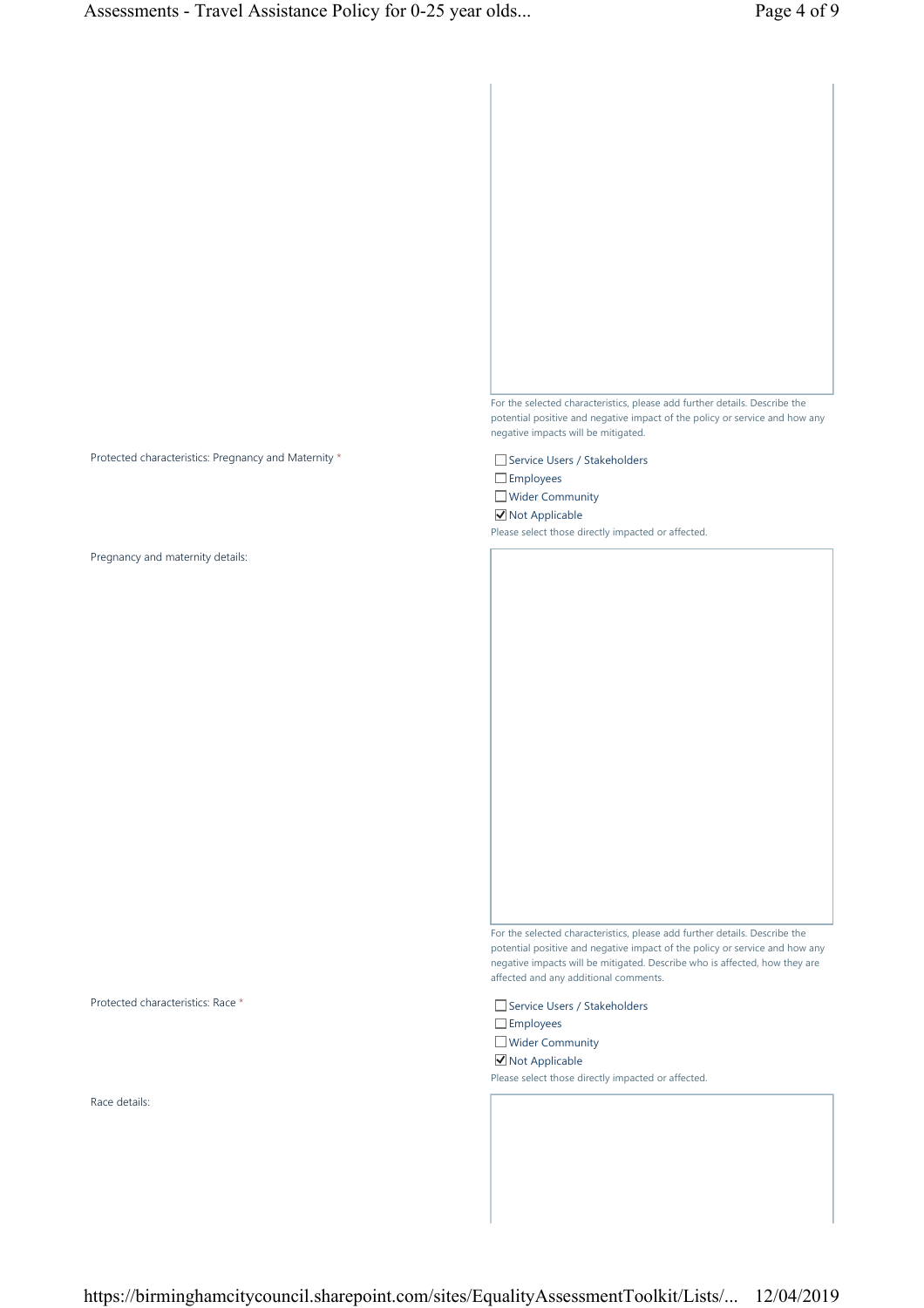For the selected characteristics, please add further details. Describe the potential positive and negative impact of the policy or service and how any negative impacts will be mitigated.

Protected characteristics: Pregnancy and Maternity *

- [ ] Service Users / Stakeholders
- [ ] Employees
- [ ] Wider Community
- [x] Not Applicable

Please select those directly impacted or affected.

Pregnancy and maternity details:

For the selected characteristics, please add further details. Describe the potential positive and negative impact of the policy or service and how any negative impacts will be mitigated. Describe who is affected, how they are affected and any additional comments.

Protected characteristics: Race *

- [ ] Service Users / Stakeholders
- [ ] Employees
- [ ] Wider Community
- [x] Not Applicable

Please select those directly impacted or affected.

Race details: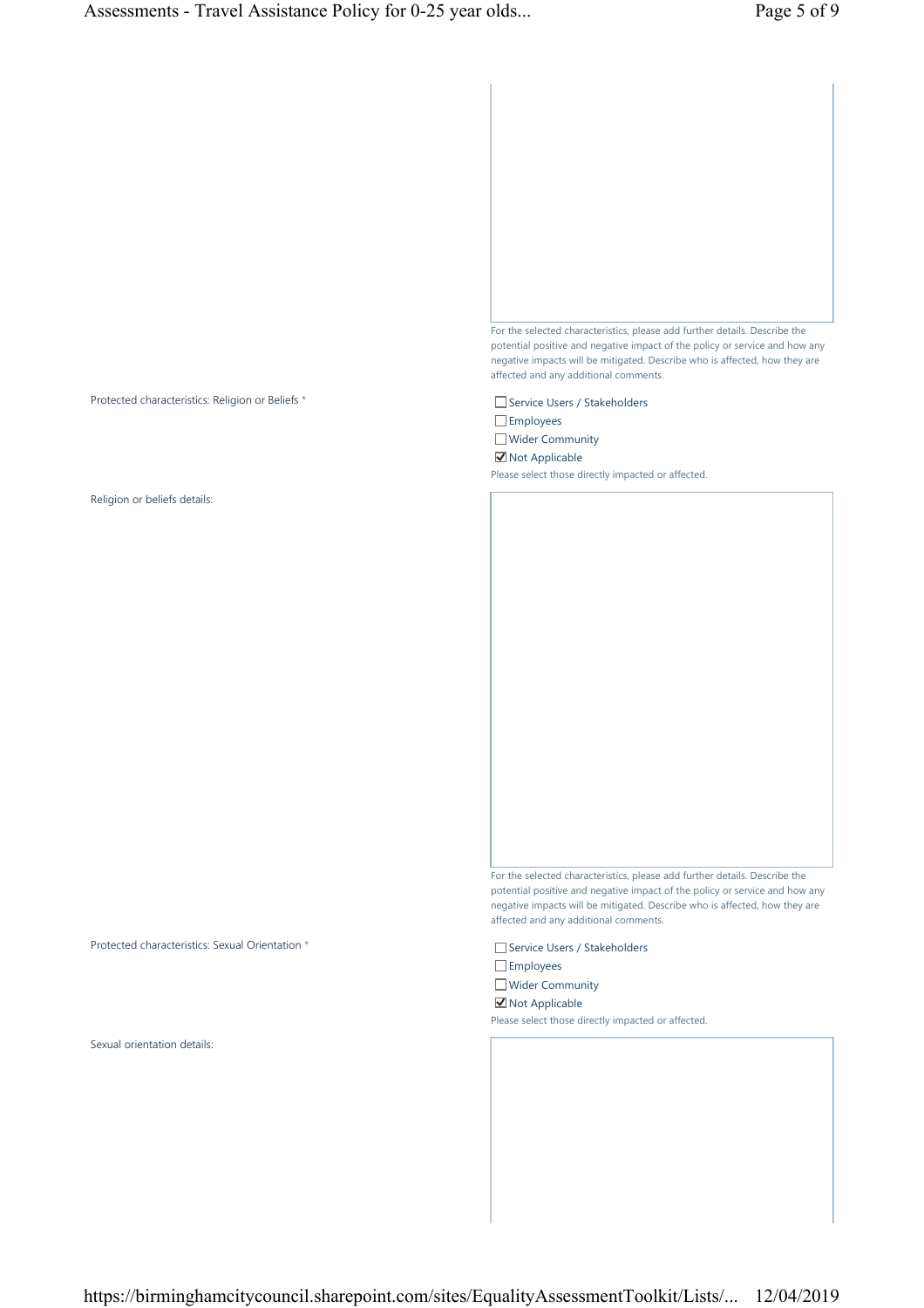For the selected characteristics, please add further details. Describe the potential positive and negative impact of the policy or service and how any negative impacts will be mitigated. Describe who is affected, how they are affected and any additional comments.

Protected characteristics: Religion or Beliefs *

- ☐ Service Users / Stakeholders
- ☐ Employees
- ☐ Wider Community
- ☑ Not Applicable

Please select those directly impacted or affected.

Religion or beliefs details:

For the selected characteristics, please add further details. Describe the potential positive and negative impact of the policy or service and how any negative impacts will be mitigated. Describe who is affected, how they are affected and any additional comments.

Protected characteristics: Sexual Orientation *

- ☐ Service Users / Stakeholders
- ☐ Employees
- ☐ Wider Community
- ☑ Not Applicable

Please select those directly impacted or affected.

Sexual orientation details: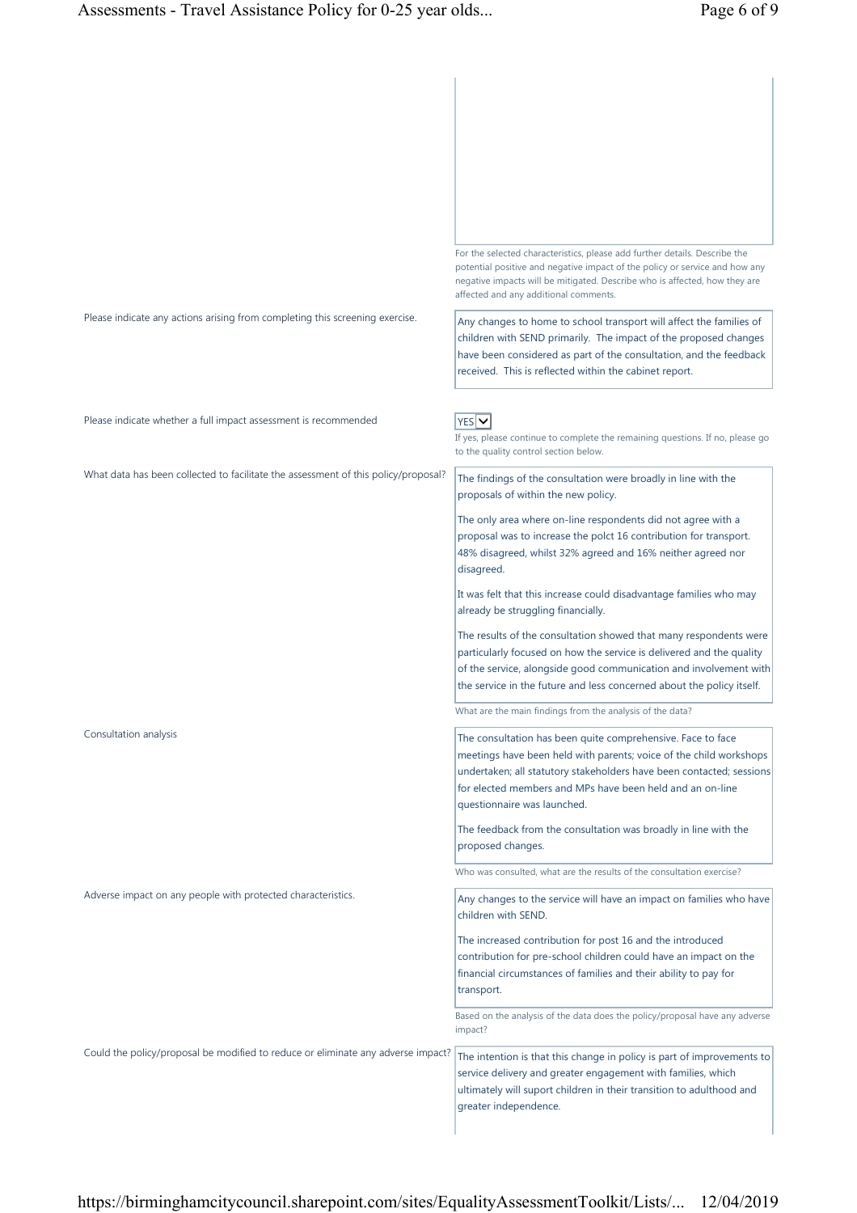For the selected characteristics, please add further details. Describe the potential positive and negative impact of the policy or service and how any negative impacts will be mitigated. Describe who is affected, how they are affected and any additional comments.

**Please indicate any actions arising from completing this screening exercise.**

Any changes to home to school transport will affect the families of children with SEND primarily. The impact of the proposed changes have been considered as part of the consultation, and the feedback received. This is reflected within the cabinet report.

**Please indicate whether a full impact assessment is recommended**

YES

If yes, please continue to complete the remaining questions. If no, please go to the quality control section below.

**What data has been collected to facilitate the assessment of this policy/proposal?**

The findings of the consultation were broadly in line with the proposals of within the new policy.

The only area where on-line respondents did not agree with a proposal was to increase the polct 16 contribution for transport. 48% disagreed, whilst 32% agreed and 16% neither agreed nor disagreed.

It was felt that this increase could disadvantage families who may already be struggling financially.

The results of the consultation showed that many respondents were particularly focused on how the service is delivered and the quality of the service, alongside good communication and involvement with the service in the future and less concerned about the policy itself.

What are the main findings from the analysis of the data?

**Consultation analysis**

The consultation has been quite comprehensive. Face to face meetings have been held with parents; voice of the child workshops undertaken; all statutory stakeholders have been contacted; sessions for elected members and MPs have been held and an on-line questionnaire was launched.

The feedback from the consultation was broadly in line with the proposed changes.

Who was consulted, what are the results of the consultation exercise?

**Adverse impact on any people with protected characteristics.**

Any changes to the service will have an impact on families who have children with SEND.

The increased contribution for post 16 and the introduced contribution for pre-school children could have an impact on the financial circumstances of families and their ability to pay for transport.

Based on the analysis of the data does the policy/proposal have any adverse impact?

**Could the policy/proposal be modified to reduce or eliminate any adverse impact?**

The intention is that this change in policy is part of improvements to service delivery and greater engagement with families, which ultimately will suport children in their transition to adulthood and greater independence.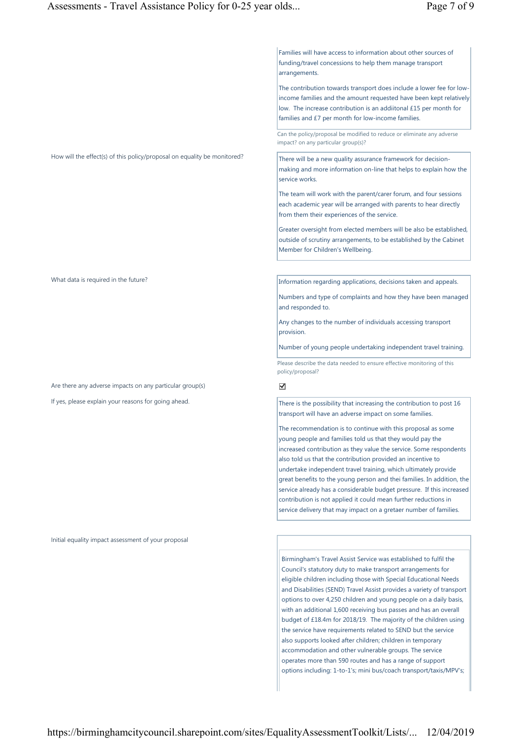Families will have access to information about other sources of funding/travel concessions to help them manage transport arrangements.

The contribution towards transport does include a lower fee for low-income families and the amount requested have been kept relatively low. The increase contribution is an addiitonal £15 per month for families and £7 per month for low-income families.

Can the policy/proposal be modified to reduce or eliminate any adverse impact? on any particular group(s)?

**How will the effect(s) of this policy/proposal on equality be monitored?**

There will be a new quality assurance framework for decision-making and more information on-line that helps to explain how the service works.

The team will work with the parent/carer forum, and four sessions each academic year will be arranged with parents to hear directly from them their experiences of the service.

Greater oversight from elected members will be also be established, outside of scrutiny arrangements, to be established by the Cabinet Member for Children's Wellbeing.

**What data is required in the future?**

Information regarding applications, decisions taken and appeals.

Numbers and type of complaints and how they have been managed and responded to.

Any changes to the number of individuals accessing transport provision.

Number of young people undertaking independent travel training.

Please describe the data needed to ensure effective monitoring of this policy/proposal?

**Are there any adverse impacts on any particular group(s)**

☑

**If yes, please explain your reasons for going ahead.**

There is the possibility that increasing the contribution to post 16 transport will have an adverse impact on some families.

The recommendation is to continue with this proposal as some young people and families told us that they would pay the increased contribution as they value the service. Some respondents also told us that the contribution provided an incentive to undertake independent travel training, which ultimately provide great benefits to the young person and thei families. In addition, the service already has a considerable budget pressure. If this increased contribution is not applied it could mean further reductions in service delivery that may impact on a gretaer number of families.

**Initial equality impact assessment of your proposal**

Birmingham's Travel Assist Service was established to fulfil the Council's statutory duty to make transport arrangements for eligible children including those with Special Educational Needs and Disabilities (SEND) Travel Assist provides a variety of transport options to over 4,250 children and young people on a daily basis, with an additional 1,600 receiving bus passes and has an overall budget of £18.4m for 2018/19. The majority of the children using the service have requirements related to SEND but the service also supports looked after children; children in temporary accommodation and other vulnerable groups. The service operates more than 590 routes and has a range of support options including: 1-to-1's; mini bus/coach transport/taxis/MPV's;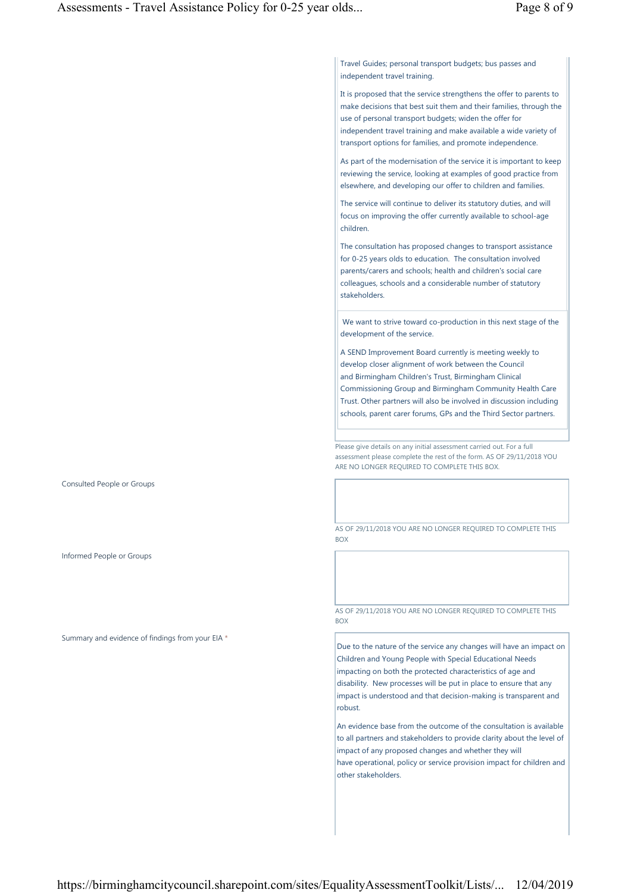Travel Guides; personal transport budgets; bus passes and independent travel training.

It is proposed that the service strengthens the offer to parents to make decisions that best suit them and their families, through the use of personal transport budgets; widen the offer for independent travel training and make available a wide variety of transport options for families, and promote independence.

As part of the modernisation of the service it is important to keep reviewing the service, looking at examples of good practice from elsewhere, and developing our offer to children and families.

The service will continue to deliver its statutory duties, and will focus on improving the offer currently available to school-age children.

The consultation has proposed changes to transport assistance for 0-25 years olds to education. The consultation involved parents/carers and schools; health and children's social care colleagues, schools and a considerable number of statutory stakeholders.

We want to strive toward co-production in this next stage of the development of the service.

A SEND Improvement Board currently is meeting weekly to develop closer alignment of work between the Council and Birmingham Children's Trust, Birmingham Clinical Commissioning Group and Birmingham Community Health Care Trust. Other partners will also be involved in discussion including schools, parent carer forums, GPs and the Third Sector partners.

Please give details on any initial assessment carried out. For a full assessment please complete the rest of the form. AS OF 29/11/2018 YOU ARE NO LONGER REQUIRED TO COMPLETE THIS BOX.

Consulted People or Groups

AS OF 29/11/2018 YOU ARE NO LONGER REQUIRED TO COMPLETE THIS BOX

Informed People or Groups

AS OF 29/11/2018 YOU ARE NO LONGER REQUIRED TO COMPLETE THIS BOX

Summary and evidence of findings from your EIA *

Due to the nature of the service any changes will have an impact on Children and Young People with Special Educational Needs impacting on both the protected characteristics of age and disability. New processes will be put in place to ensure that any impact is understood and that decision-making is transparent and robust.

An evidence base from the outcome of the consultation is available to all partners and stakeholders to provide clarity about the level of impact of any proposed changes and whether they will have operational, policy or service provision impact for children and other stakeholders.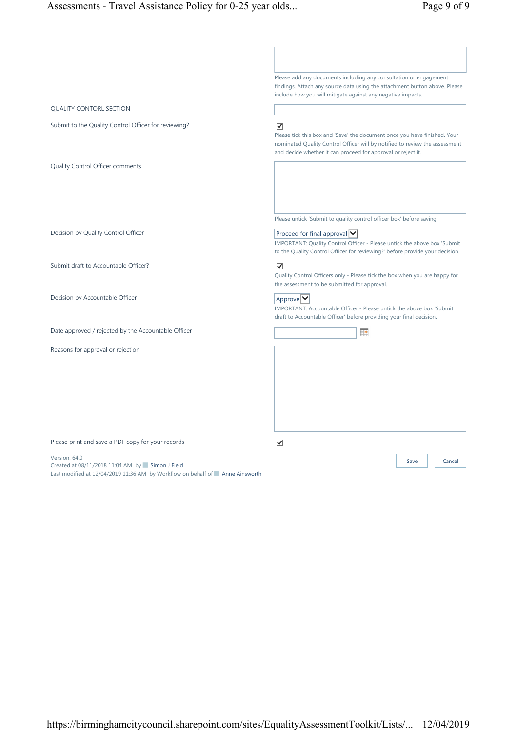Please add any documents including any consultation or engagement findings. Attach any source data using the attachment button above. Please include how you will mitigate against any negative impacts.

| | | |
|---|---|---|
| QUALITY CONTORL SECTION | | |
| Submit to the Quality Control Officer for reviewing? | ☑ | Please tick this box and 'Save' the document once you have finished. Your nominated Quality Control Officer will by notified to review the assessment and decide whether it can proceed for approval or reject it. |
| Quality Control Officer comments | | Please untick 'Submit to quality control officer box' before saving. |
| Decision by Quality Control Officer | Proceed for final approval | IMPORTANT: Quality Control Officer - Please untick the above box 'Submit to the Quality Control Officer for reviewing?' before provide your decision. |
| Submit draft to Accountable Officer? | ☑ | Quality Control Officers only - Please tick the box when you are happy for the assessment to be submitted for approval. |
| Decision by Accountable Officer | Approve | IMPORTANT: Accountable Officer - Please untick the above box 'Submit draft to Accountable Officer' before providing your final decision. |
| Date approved / rejected by the Accountable Officer | | |
| Reasons for approval or rejection | | |
| Please print and save a PDF copy for your records | ☑ | |

Version: 64.0
Created at 08/11/2018 11:04 AM by Simon J Field
Last modified at 12/04/2019 11:36 AM by Workflow on behalf of Anne Ainsworth

Save | Cancel